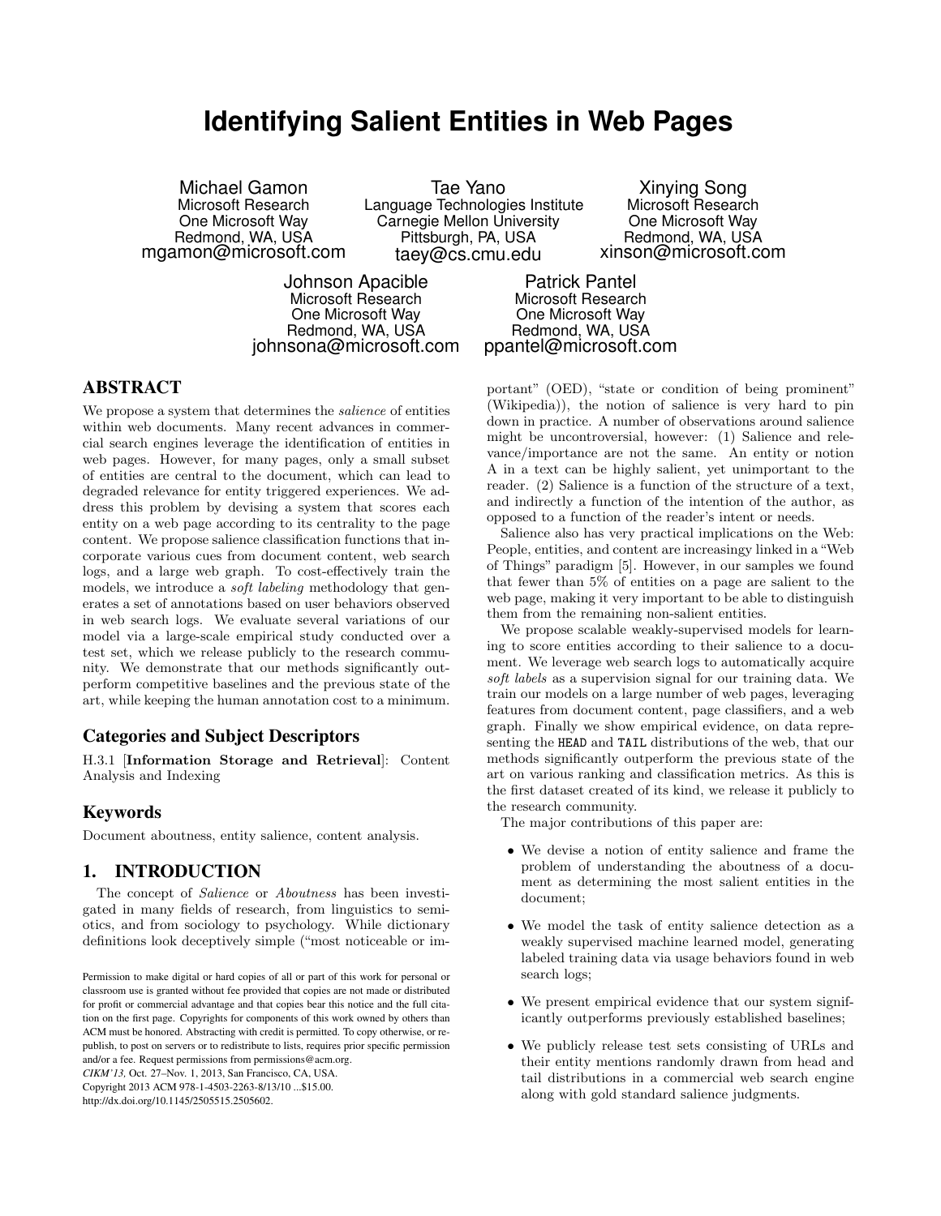# Identifying Salient Entities in Web Pages

Michael Gamon
Microsoft Research
One Microsoft Way
Redmond, WA, USA
mgamon@microsoft.com

Tae Yano
Language Technologies Institute
Carnegie Mellon University
Pittsburgh, PA, USA
taey@cs.cmu.edu

Xinying Song
Microsoft Research
One Microsoft Way
Redmond, WA, USA
xinson@microsoft.com

Johnson Apacible
Microsoft Research
One Microsoft Way
Redmond, WA, USA
johnsona@microsoft.com

Patrick Pantel
Microsoft Research
One Microsoft Way
Redmond, WA, USA
ppantel@microsoft.com

## ABSTRACT

We propose a system that determines the *salience* of entities within web documents. Many recent advances in commercial search engines leverage the identification of entities in web pages. However, for many pages, only a small subset of entities are central to the document, which can lead to degraded relevance for entity triggered experiences. We address this problem by devising a system that scores each entity on a web page according to its centrality to the page content. We propose salience classification functions that incorporate various cues from document content, web search logs, and a large web graph. To cost-effectively train the models, we introduce a *soft labeling* methodology that generates a set of annotations based on user behaviors observed in web search logs. We evaluate several variations of our model via a large-scale empirical study conducted over a test set, which we release publicly to the research community. We demonstrate that our methods significantly outperform competitive baselines and the previous state of the art, while keeping the human annotation cost to a minimum.

### Categories and Subject Descriptors

H.3.1 [**Information Storage and Retrieval**]: Content Analysis and Indexing

### Keywords

Document aboutness, entity salience, content analysis.

## 1. INTRODUCTION

The concept of *Salience* or *Aboutness* has been investigated in many fields of research, from linguistics to semiotics, and from sociology to psychology. While dictionary definitions look deceptively simple ("most noticeable or important" (OED), "state or condition of being prominent" (Wikipedia)), the notion of salience is very hard to pin down in practice. A number of observations around salience might be uncontroversial, however: (1) Salience and relevance/importance are not the same. An entity or notion A in a text can be highly salient, yet unimportant to the reader. (2) Salience is a function of the structure of a text, and indirectly a function of the intention of the author, as opposed to a function of the reader's intent or needs.

Salience also has very practical implications on the Web: People, entities, and content are increasingy linked in a "Web of Things" paradigm [5]. However, in our samples we found that fewer than 5% of entities on a page are salient to the web page, making it very important to be able to distinguish them from the remaining non-salient entities.

We propose scalable weakly-supervised models for learning to score entities according to their salience to a document. We leverage web search logs to automatically acquire *soft labels* as a supervision signal for our training data. We train our models on a large number of web pages, leveraging features from document content, page classifiers, and a web graph. Finally we show empirical evidence, on data representing the `HEAD` and `TAIL` distributions of the web, that our methods significantly outperform the previous state of the art on various ranking and classification metrics. As this is the first dataset created of its kind, we release it publicly to the research community.

The major contributions of this paper are:

- We devise a notion of entity salience and frame the problem of understanding the aboutness of a document as determining the most salient entities in the document;
- We model the task of entity salience detection as a weakly supervised machine learned model, generating labeled training data via usage behaviors found in web search logs;
- We present empirical evidence that our system significantly outperforms previously established baselines;
- We publicly release test sets consisting of URLs and their entity mentions randomly drawn from head and tail distributions in a commercial web search engine along with gold standard salience judgments.

Permission to make digital or hard copies of all or part of this work for personal or classroom use is granted without fee provided that copies are not made or distributed for profit or commercial advantage and that copies bear this notice and the full citation on the first page. Copyrights for components of this work owned by others than ACM must be honored. Abstracting with credit is permitted. To copy otherwise, or republish, to post on servers or to redistribute to lists, requires prior specific permission and/or a fee. Request permissions from permissions@acm.org.
*CIKM'13,* Oct. 27–Nov. 1, 2013, San Francisco, CA, USA.
Copyright 2013 ACM 978-1-4503-2263-8/13/10 ...$15.00.
http://dx.doi.org/10.1145/2505515.2505602.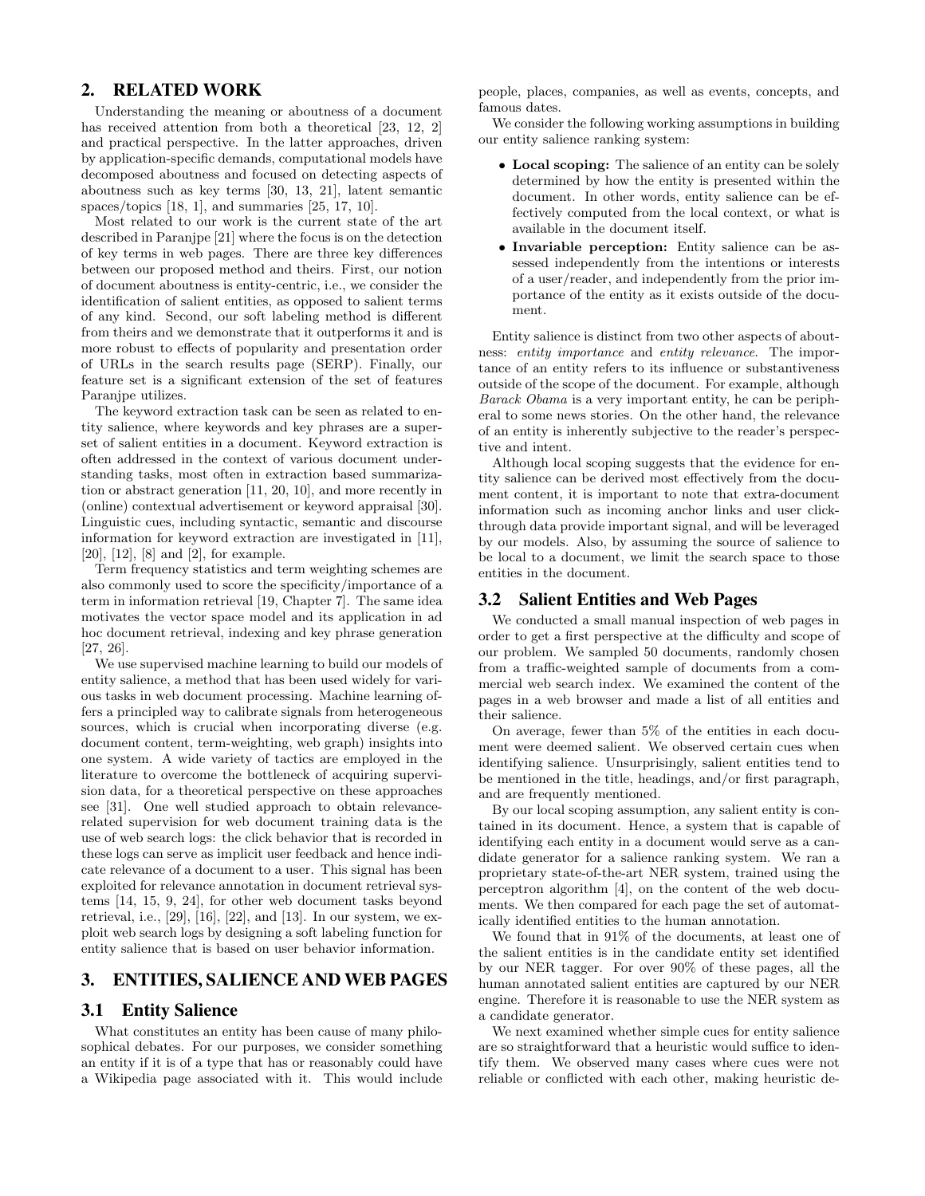## 2. RELATED WORK

Understanding the meaning or aboutness of a document has received attention from both a theoretical [23, 12, 2] and practical perspective. In the latter approaches, driven by application-specific demands, computational models have decomposed aboutness and focused on detecting aspects of aboutness such as key terms [30, 13, 21], latent semantic spaces/topics [18, 1], and summaries [25, 17, 10].

Most related to our work is the current state of the art described in Paranjpe [21] where the focus is on the detection of key terms in web pages. There are three key differences between our proposed method and theirs. First, our notion of document aboutness is entity-centric, i.e., we consider the identification of salient entities, as opposed to salient terms of any kind. Second, our soft labeling method is different from theirs and we demonstrate that it outperforms it and is more robust to effects of popularity and presentation order of URLs in the search results page (SERP). Finally, our feature set is a significant extension of the set of features Paranjpe utilizes.

The keyword extraction task can be seen as related to entity salience, where keywords and key phrases are a superset of salient entities in a document. Keyword extraction is often addressed in the context of various document understanding tasks, most often in extraction based summarization or abstract generation [11, 20, 10], and more recently in (online) contextual advertisement or keyword appraisal [30]. Linguistic cues, including syntactic, semantic and discourse information for keyword extraction are investigated in [11], [20], [12], [8] and [2], for example.

Term frequency statistics and term weighting schemes are also commonly used to score the specificity/importance of a term in information retrieval [19, Chapter 7]. The same idea motivates the vector space model and its application in ad hoc document retrieval, indexing and key phrase generation [27, 26].

We use supervised machine learning to build our models of entity salience, a method that has been used widely for various tasks in web document processing. Machine learning offers a principled way to calibrate signals from heterogeneous sources, which is crucial when incorporating diverse (e.g. document content, term-weighting, web graph) insights into one system. A wide variety of tactics are employed in the literature to overcome the bottleneck of acquiring supervision data, for a theoretical perspective on these approaches see [31]. One well studied approach to obtain relevance-related supervision for web document training data is the use of web search logs: the click behavior that is recorded in these logs can serve as implicit user feedback and hence indicate relevance of a document to a user. This signal has been exploited for relevance annotation in document retrieval systems [14, 15, 9, 24], for other web document tasks beyond retrieval, i.e., [29], [16], [22], and [13]. In our system, we exploit web search logs by designing a soft labeling function for entity salience that is based on user behavior information.

## 3. ENTITIES, SALIENCE AND WEB PAGES

### 3.1 Entity Salience

What constitutes an entity has been cause of many philosophical debates. For our purposes, we consider something an entity if it is of a type that has or reasonably could have a Wikipedia page associated with it. This would include people, places, companies, as well as events, concepts, and famous dates.

We consider the following working assumptions in building our entity salience ranking system:

- **Local scoping:** The salience of an entity can be solely determined by how the entity is presented within the document. In other words, entity salience can be effectively computed from the local context, or what is available in the document itself.
- **Invariable perception:** Entity salience can be assessed independently from the intentions or interests of a user/reader, and independently from the prior importance of the entity as it exists outside of the document.

Entity salience is distinct from two other aspects of aboutness: *entity importance* and *entity relevance*. The importance of an entity refers to its influence or substantiveness outside of the scope of the document. For example, although *Barack Obama* is a very important entity, he can be peripheral to some news stories. On the other hand, the relevance of an entity is inherently subjective to the reader's perspective and intent.

Although local scoping suggests that the evidence for entity salience can be derived most effectively from the document content, it is important to note that extra-document information such as incoming anchor links and user click-through data provide important signal, and will be leveraged by our models. Also, by assuming the source of salience to be local to a document, we limit the search space to those entities in the document.

### 3.2 Salient Entities and Web Pages

We conducted a small manual inspection of web pages in order to get a first perspective at the difficulty and scope of our problem. We sampled 50 documents, randomly chosen from a traffic-weighted sample of documents from a commercial web search index. We examined the content of the pages in a web browser and made a list of all entities and their salience.

On average, fewer than 5% of the entities in each document were deemed salient. We observed certain cues when identifying salience. Unsurprisingly, salient entities tend to be mentioned in the title, headings, and/or first paragraph, and are frequently mentioned.

By our local scoping assumption, any salient entity is contained in its document. Hence, a system that is capable of identifying each entity in a document would serve as a candidate generator for a salience ranking system. We ran a proprietary state-of-the-art NER system, trained using the perceptron algorithm [4], on the content of the web documents. We then compared for each page the set of automatically identified entities to the human annotation.

We found that in 91% of the documents, at least one of the salient entities is in the candidate entity set identified by our NER tagger. For over 90% of these pages, all the human annotated salient entities are captured by our NER engine. Therefore it is reasonable to use the NER system as a candidate generator.

We next examined whether simple cues for entity salience are so straightforward that a heuristic would suffice to identify them. We observed many cases where cues were not reliable or conflicted with each other, making heuristic de-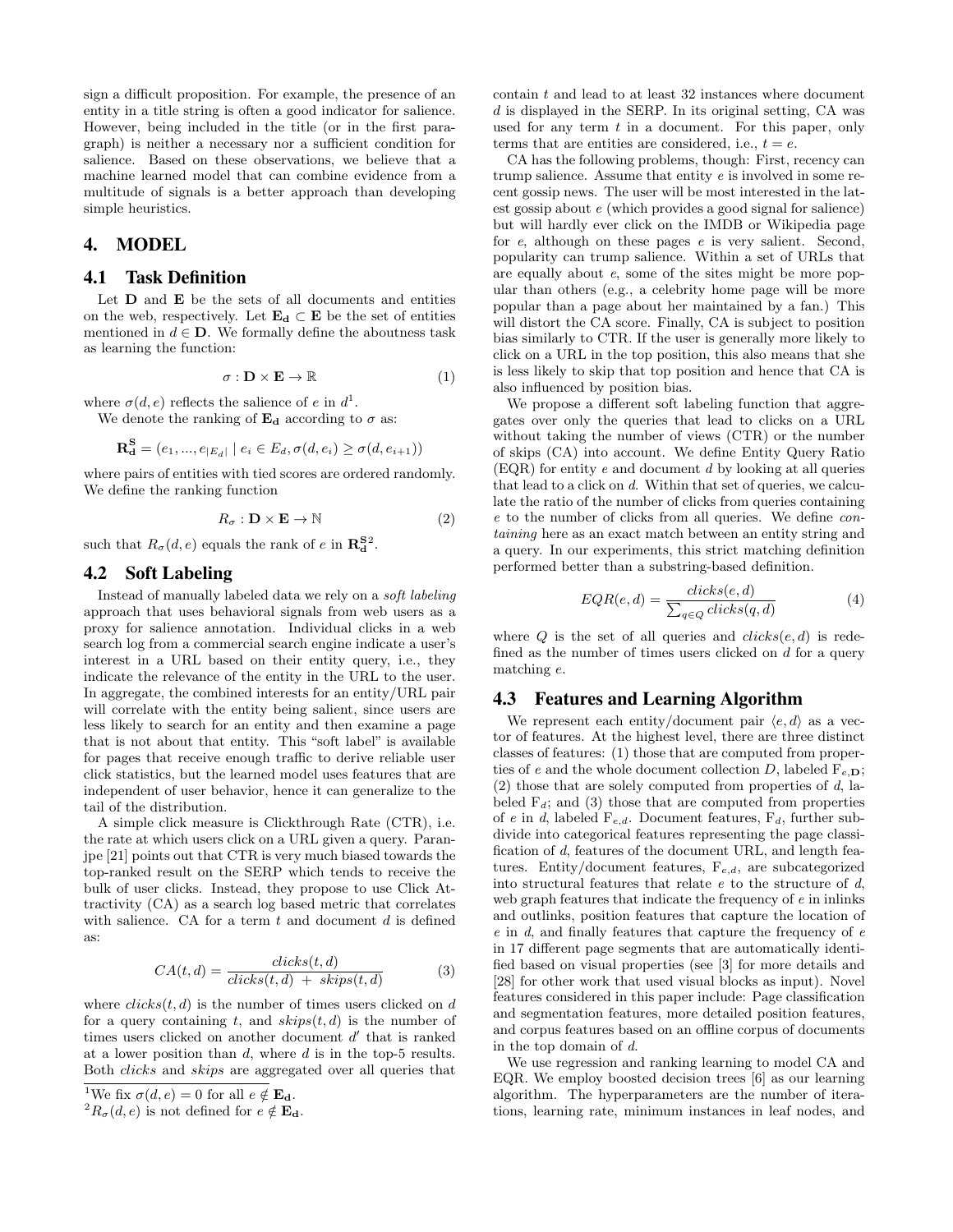sign a difficult proposition. For example, the presence of an entity in a title string is often a good indicator for salience. However, being included in the title (or in the first paragraph) is neither a necessary nor a sufficient condition for salience. Based on these observations, we believe that a machine learned model that can combine evidence from a multitude of signals is a better approach than developing simple heuristics.

## 4. MODEL

### 4.1 Task Definition

Let $\mathbf{D}$ and $\mathbf{E}$ be the sets of all documents and entities on the web, respectively. Let $\mathbf{E_d} \subset \mathbf{E}$ be the set of entities mentioned in $d \in \mathbf{D}$. We formally define the aboutness task as learning the function:

$$\sigma : \mathbf{D} \times \mathbf{E} \rightarrow \mathbb{R} \tag{1}$$

where $\sigma(d, e)$ reflects the salience of $e$ in $d$[1].

We denote the ranking of $\mathbf{E_d}$ according to $\sigma$ as:

$$\mathbf{R_d^S} = (e_1, ..., e_{|E_d|} \mid e_i \in E_d, \sigma(d, e_i) \geq \sigma(d, e_{i+1}))$$

where pairs of entities with tied scores are ordered randomly. We define the ranking function

$$R_\sigma : \mathbf{D} \times \mathbf{E} \rightarrow \mathbb{N} \tag{2}$$

such that $R_\sigma(d, e)$ equals the rank of $e$ in $\mathbf{R_d^S}$[2].

### 4.2 Soft Labeling

Instead of manually labeled data we rely on a *soft labeling* approach that uses behavioral signals from web users as a proxy for salience annotation. Individual clicks in a web search log from a commercial search engine indicate a user's interest in a URL based on their entity query, i.e., they indicate the relevance of the entity in the URL to the user. In aggregate, the combined interests for an entity/URL pair will correlate with the entity being salient, since users are less likely to search for an entity and then examine a page that is not about that entity. This "soft label" is available for pages that receive enough traffic to derive reliable user click statistics, but the learned model uses features that are independent of user behavior, hence it can generalize to the tail of the distribution.

A simple click measure is Clickthrough Rate (CTR), i.e. the rate at which users click on a URL given a query. Paranjpe [21] points out that CTR is very much biased towards the top-ranked result on the SERP which tends to receive the bulk of user clicks. Instead, they propose to use Click Attractivity (CA) as a search log based metric that correlates with salience. CA for a term $t$ and document $d$ is defined as:

$$CA(t, d) = \frac{clicks(t, d)}{clicks(t, d) \; + \; skips(t, d)} \tag{3}$$

where $clicks(t, d)$ is the number of times users clicked on $d$ for a query containing $t$, and $skips(t, d)$ is the number of times users clicked on another document $d'$ that is ranked at a lower position than $d$, where $d$ is in the top-5 results. Both *clicks* and *skips* are aggregated over all queries that contain $t$ and lead to at least 32 instances where document $d$ is displayed in the SERP. In its original setting, CA was used for any term $t$ in a document. For this paper, only terms that are entities are considered, i.e., $t = e$.

CA has the following problems, though: First, recency can trump salience. Assume that entity $e$ is involved in some recent gossip news. The user will be most interested in the latest gossip about $e$ (which provides a good signal for salience) but will hardly ever click on the IMDB or Wikipedia page for $e$, although on these pages $e$ is very salient. Second, popularity can trump salience. Within a set of URLs that are equally about $e$, some of the sites might be more popular than others (e.g., a celebrity home page will be more popular than a page about her maintained by a fan.) This will distort the CA score. Finally, CA is subject to position bias similarly to CTR. If the user is generally more likely to click on a URL in the top position, this also means that she is less likely to skip that top position and hence that CA is also influenced by position bias.

We propose a different soft labeling function that aggregates over only the queries that lead to clicks on a URL without taking the number of views (CTR) or the number of skips (CA) into account. We define Entity Query Ratio (EQR) for entity $e$ and document $d$ by looking at all queries that lead to a click on $d$. Within that set of queries, we calculate the ratio of the number of clicks from queries containing $e$ to the number of clicks from all queries. We define *containing* here as an exact match between an entity string and a query. In our experiments, this strict matching definition performed better than a substring-based definition.

$$EQR(e, d) = \frac{clicks(e, d)}{\sum_{q \in Q} clicks(q, d)} \tag{4}$$

where $Q$ is the set of all queries and $clicks(e, d)$ is redefined as the number of times users clicked on $d$ for a query matching $e$.

### 4.3 Features and Learning Algorithm

We represent each entity/document pair $\langle e, d \rangle$ as a vector of features. At the highest level, there are three distinct classes of features: (1) those that are computed from properties of $e$ and the whole document collection $D$, labeled $\mathrm{F}_{e,\mathbf{D}}$; (2) those that are solely computed from properties of $d$, labeled $\mathrm{F}_d$; and (3) those that are computed from properties of $e$ in $d$, labeled $\mathrm{F}_{e,d}$. Document features, $\mathrm{F}_d$, further subdivide into categorical features representing the page classification of $d$, features of the document URL, and length features. Entity/document features, $\mathrm{F}_{e,d}$, are subcategorized into structural features that relate $e$ to the structure of $d$, web graph features that indicate the frequency of $e$ in inlinks and outlinks, position features that capture the location of $e$ in $d$, and finally features that capture the frequency of $e$ in 17 different page segments that are automatically identified based on visual properties (see [3] for more details and [28] for other work that used visual blocks as input). Novel features considered in this paper include: Page classification and segmentation features, more detailed position features, and corpus features based on an offline corpus of documents in the top domain of $d$.

We use regression and ranking learning to model CA and EQR. We employ boosted decision trees [6] as our learning algorithm. The hyperparameters are the number of iterations, learning rate, minimum instances in leaf nodes, and

[1] We fix $\sigma(d, e) = 0$ for all $e \notin \mathbf{E_d}$.

[2] $R_\sigma(d, e)$ is not defined for $e \notin \mathbf{E_d}$.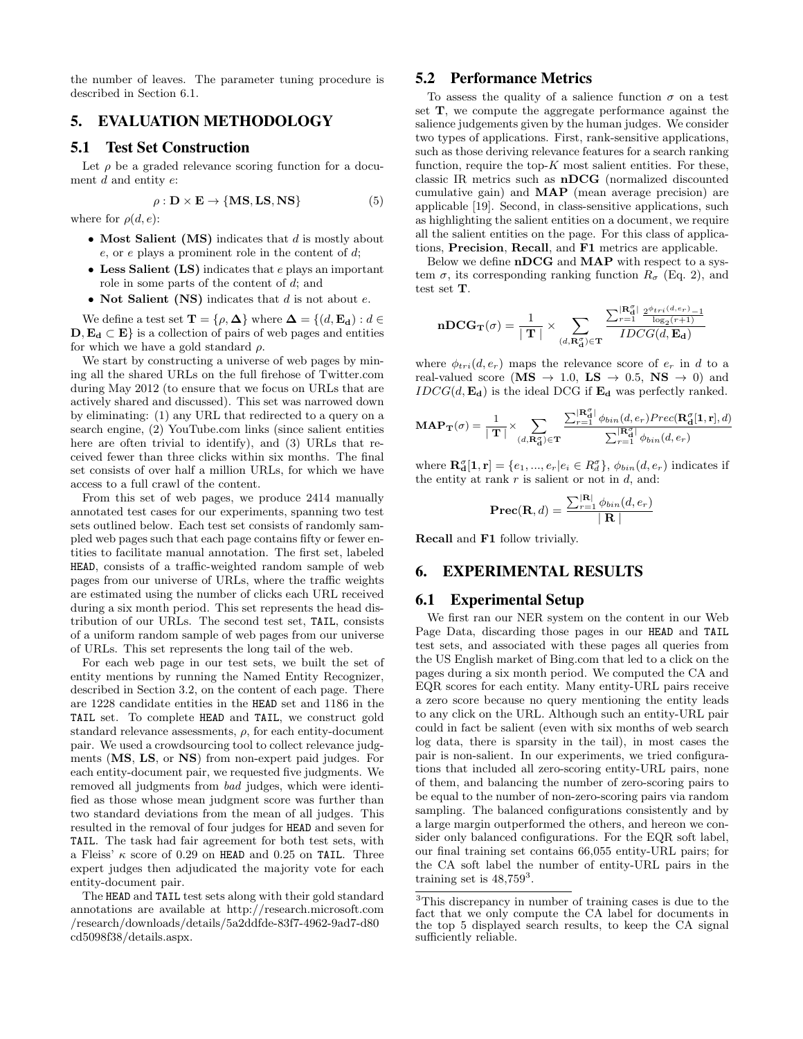the number of leaves. The parameter tuning procedure is described in Section 6.1.

## 5. EVALUATION METHODOLOGY

### 5.1 Test Set Construction

Let $\rho$ be a graded relevance scoring function for a document $d$ and entity $e$:

$$\rho : \mathbf{D} \times \mathbf{E} \rightarrow \{\mathbf{MS}, \mathbf{LS}, \mathbf{NS}\} \quad (5)$$

where for $\rho(d, e)$:

- **Most Salient (MS)** indicates that $d$ is mostly about $e$, or $e$ plays a prominent role in the content of $d$;
- **Less Salient (LS)** indicates that $e$ plays an important role in some parts of the content of $d$; and
- **Not Salient (NS)** indicates that $d$ is not about $e$.

We define a test set $\mathbf{T} = \{\rho, \mathbf{\Delta}\}$ where $\mathbf{\Delta} = \{(d, \mathbf{E_d}) : d \in \mathbf{D}, \mathbf{E_d} \subset \mathbf{E}\}$ is a collection of pairs of web pages and entities for which we have a gold standard $\rho$.

We start by constructing a universe of web pages by mining all the shared URLs on the full firehose of Twitter.com during May 2012 (to ensure that we focus on URLs that are actively shared and discussed). This set was narrowed down by eliminating: (1) any URL that redirected to a query on a search engine, (2) YouTube.com links (since salient entities here are often trivial to identify), and (3) URLs that received fewer than three clicks within six months. The final set consists of over half a million URLs, for which we have access to a full crawl of the content.

From this set of web pages, we produce 2414 manually annotated test cases for our experiments, spanning two test sets outlined below. Each test set consists of randomly sampled web pages such that each page contains fifty or fewer entities to facilitate manual annotation. The first set, labeled `HEAD`, consists of a traffic-weighted random sample of web pages from our universe of URLs, where the traffic weights are estimated using the number of clicks each URL received during a six month period. This set represents the head distribution of our URLs. The second test set, `TAIL`, consists of a uniform random sample of web pages from our universe of URLs. This set represents the long tail of the web.

For each web page in our test sets, we built the set of entity mentions by running the Named Entity Recognizer, described in Section 3.2, on the content of each page. There are 1228 candidate entities in the `HEAD` set and 1186 in the `TAIL` set. To complete `HEAD` and `TAIL`, we construct gold standard relevance assessments, $\rho$, for each entity-document pair. We used a crowdsourcing tool to collect relevance judgments (**MS**, **LS**, or **NS**) from non-expert paid judges. For each entity-document pair, we requested five judgments. We removed all judgments from *bad* judges, which were identified as those whose mean judgment score was further than two standard deviations from the mean of all judges. This resulted in the removal of four judges for `HEAD` and seven for `TAIL`. The task had fair agreement for both test sets, with a Fleiss' $\kappa$ score of 0.29 on `HEAD` and 0.25 on `TAIL`. Three expert judges then adjudicated the majority vote for each entity-document pair.

The `HEAD` and `TAIL` test sets along with their gold standard annotations are available at http://research.microsoft.com /research/downloads/details/5a2ddfde-83f7-4962-9ad7-d80 cd5098f38/details.aspx.

### 5.2 Performance Metrics

To assess the quality of a salience function $\sigma$ on a test set $\mathbf{T}$, we compute the aggregate performance against the salience judgements given by the human judges. We consider two types of applications. First, rank-sensitive applications, such as those deriving relevance features for a search ranking function, require the top-$K$ most salient entities. For these, classic IR metrics such as **nDCG** (normalized discounted cumulative gain) and **MAP** (mean average precision) are applicable [19]. Second, in class-sensitive applications, such as highlighting the salient entities on a document, we require all the salient entities on the page. For this class of applications, **Precision**, **Recall**, and **F1** metrics are applicable.

Below we define **nDCG** and **MAP** with respect to a system $\sigma$, its corresponding ranking function $R_\sigma$ (Eq. 2), and test set $\mathbf{T}$.

$$\mathbf{nDCG_T}(\sigma) = \frac{1}{|\mathbf{T}|} \times \sum_{(d, \mathbf{R^\sigma_d}) \in \mathbf{T}} \frac{\sum_{r=1}^{|\mathbf{R^\sigma_d}|} \frac{2^{\phi_{tri}(d, e_r)} - 1}{\log_2(r+1)}}{IDCG(d, \mathbf{E_d})}$$

where $\phi_{tri}(d, e_r)$ maps the relevance score of $e_r$ in $d$ to a real-valued score ($\mathbf{MS} \rightarrow 1.0$, $\mathbf{LS} \rightarrow 0.5$, $\mathbf{NS} \rightarrow 0$) and $IDCG(d, \mathbf{E_d})$ is the ideal DCG if $\mathbf{E_d}$ was perfectly ranked.

$$\mathbf{MAP_T}(\sigma) = \frac{1}{|\mathbf{T}|} \times \sum_{(d, \mathbf{R^\sigma_d}) \in \mathbf{T}} \frac{\sum_{r=1}^{|\mathbf{R^\sigma_d}|} \phi_{bin}(d, e_r) Prec(\mathbf{R^\sigma_d}[\mathbf{1}, \mathbf{r}], d)}{\sum_{r=1}^{|\mathbf{R^\sigma_d}|} \phi_{bin}(d, e_r)}$$

where $\mathbf{R^\sigma_d}[\mathbf{1}, \mathbf{r}] = \{e_1, ..., e_r | e_i \in R^\sigma_d\}$, $\phi_{bin}(d, e_r)$ indicates if the entity at rank $r$ is salient or not in $d$, and:

$$\mathbf{Prec}(\mathbf{R}, d) = \frac{\sum_{r=1}^{|\mathbf{R}|} \phi_{bin}(d, e_r)}{|\mathbf{R}|}$$

**Recall** and **F1** follow trivially.

## 6. EXPERIMENTAL RESULTS

### 6.1 Experimental Setup

We first ran our NER system on the content in our Web Page Data, discarding those pages in our `HEAD` and `TAIL` test sets, and associated with these pages all queries from the US English market of Bing.com that led to a click on the pages during a six month period. We computed the CA and EQR scores for each entity. Many entity-URL pairs receive a zero score because no query mentioning the entity leads to any click on the URL. Although such an entity-URL pair could in fact be salient (even with six months of web search log data, there is sparsity in the tail), in most cases the pair is non-salient. In our experiments, we tried configurations that included all zero-scoring entity-URL pairs, none of them, and balancing the number of zero-scoring pairs to be equal to the number of non-zero-scoring pairs via random sampling. The balanced configurations consistently and by a large margin outperformed the others, and hereon we consider only balanced configurations. For the EQR soft label, our final training set contains 66,055 entity-URL pairs; for the CA soft label the number of entity-URL pairs in the training set is 48,759[3].

[3]This discrepancy in number of training cases is due to the fact that we only compute the CA label for documents in the top 5 displayed search results, to keep the CA signal sufficiently reliable.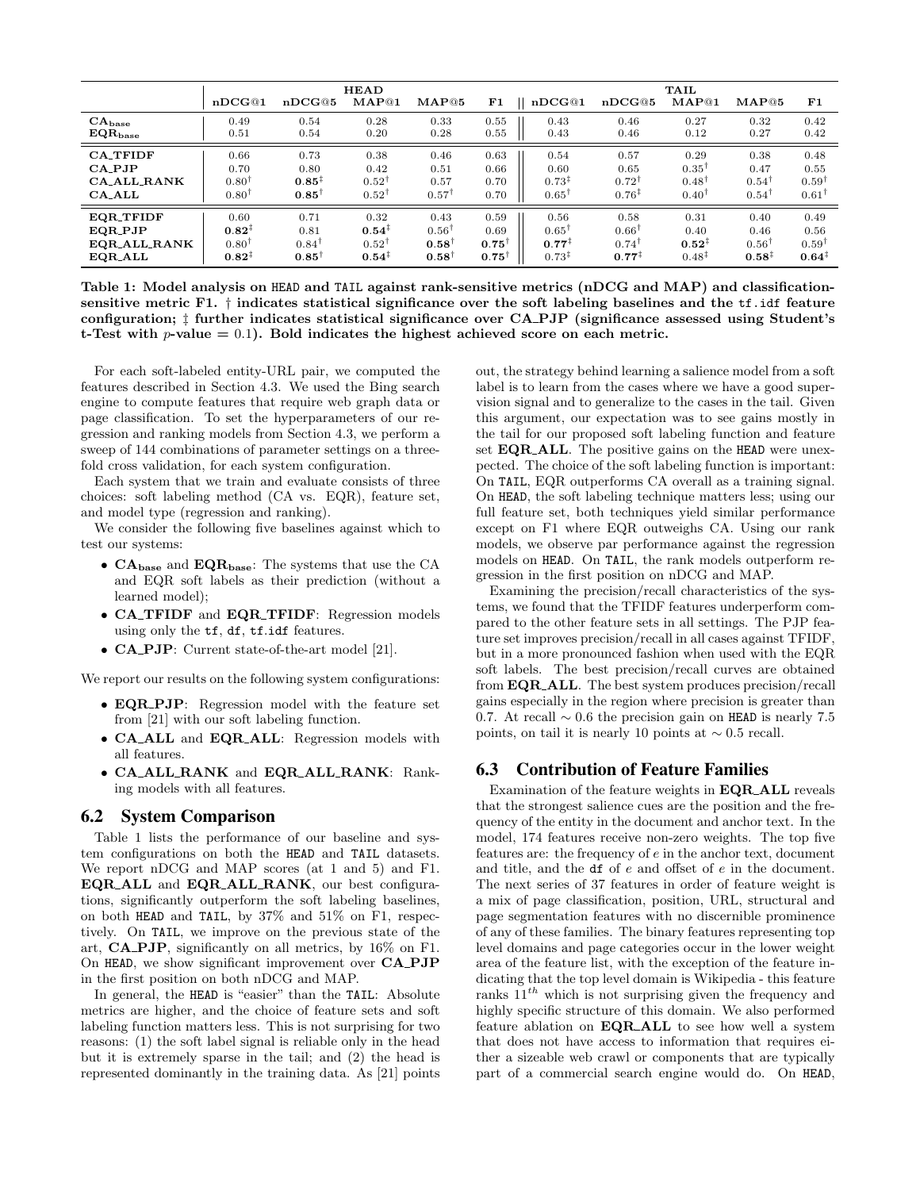| | HEAD | | | | | TAIL | | | | |
|---|---|---|---|---|---|---|---|---|---|---|
| | nDCG@1 | nDCG@5 | MAP@1 | MAP@5 | F1 | nDCG@1 | nDCG@5 | MAP@1 | MAP@5 | F1 |
| $\mathbf{CA_{base}}$ | 0.49 | 0.54 | 0.28 | 0.33 | 0.55 | 0.43 | 0.46 | 0.27 | 0.32 | 0.42 |
| $\mathbf{EQR_{base}}$ | 0.51 | 0.54 | 0.20 | 0.28 | 0.55 | 0.43 | 0.46 | 0.12 | 0.27 | 0.42 |
| **CA_TFIDF** | 0.66 | 0.73 | 0.38 | 0.46 | 0.63 | 0.54 | 0.57 | 0.29 | 0.38 | 0.48 |
| **CA_PJP** | 0.70 | 0.80 | 0.42 | 0.51 | 0.66 | 0.60 | 0.65 | $0.35^{\dagger}$ | 0.47 | 0.55 |
| **CA_ALL_RANK** | $0.80^{\dagger}$ | $\mathbf{0.85}^{\ddagger}$ | $0.52^{\dagger}$ | 0.57 | 0.70 | $0.73^{\ddagger}$ | $0.72^{\dagger}$ | $0.48^{\dagger}$ | $0.54^{\dagger}$ | $0.59^{\dagger}$ |
| **CA_ALL** | $0.80^{\dagger}$ | $\mathbf{0.85}^{\dagger}$ | $0.52^{\dagger}$ | $0.57^{\dagger}$ | 0.70 | $0.65^{\dagger}$ | $0.76^{\ddagger}$ | $0.40^{\dagger}$ | $0.54^{\dagger}$ | $0.61^{\dagger}$ |
| **EQR_TFIDF** | 0.60 | 0.71 | 0.32 | 0.43 | 0.59 | 0.56 | 0.58 | 0.31 | 0.40 | 0.49 |
| **EQR_PJP** | $\mathbf{0.82}^{\ddagger}$ | 0.81 | $\mathbf{0.54}^{\ddagger}$ | $0.56^{\dagger}$ | 0.69 | $0.65^{\dagger}$ | $0.66^{\dagger}$ | 0.40 | 0.46 | 0.56 |
| **EQR_ALL_RANK** | $0.80^{\dagger}$ | $0.84^{\dagger}$ | $0.52^{\dagger}$ | $\mathbf{0.58}^{\dagger}$ | $\mathbf{0.75}^{\dagger}$ | $\mathbf{0.77}^{\ddagger}$ | $0.74^{\dagger}$ | $\mathbf{0.52}^{\ddagger}$ | $0.56^{\dagger}$ | $0.59^{\dagger}$ |
| **EQR_ALL** | $\mathbf{0.82}^{\ddagger}$ | $\mathbf{0.85}^{\dagger}$ | $\mathbf{0.54}^{\ddagger}$ | $\mathbf{0.58}^{\dagger}$ | $\mathbf{0.75}^{\dagger}$ | $0.73^{\ddagger}$ | $\mathbf{0.77}^{\ddagger}$ | $0.48^{\ddagger}$ | $\mathbf{0.58}^{\ddagger}$ | $\mathbf{0.64}^{\ddagger}$ |

**Table 1: Model analysis on HEAD and TAIL against rank-sensitive metrics (nDCG and MAP) and classification-sensitive metric F1. † indicates statistical significance over the soft labeling baselines and the tf.idf feature configuration; ‡ further indicates statistical significance over CA_PJP (significance assessed using Student's t-Test with $p$-value = 0.1). Bold indicates the highest achieved score on each metric.**

For each soft-labeled entity-URL pair, we computed the features described in Section 4.3. We used the Bing search engine to compute features that require web graph data or page classification. To set the hyperparameters of our regression and ranking models from Section 4.3, we perform a sweep of 144 combinations of parameter settings on a three-fold cross validation, for each system configuration.

Each system that we train and evaluate consists of three choices: soft labeling method (CA vs. EQR), feature set, and model type (regression and ranking).

We consider the following five baselines against which to test our systems:

- $\mathbf{CA_{base}}$ and $\mathbf{EQR_{base}}$: The systems that use the CA and EQR soft labels as their prediction (without a learned model);
- **CA_TFIDF** and **EQR_TFIDF**: Regression models using only the tf, df, tf.idf features.
- **CA_PJP**: Current state-of-the-art model [21].

We report our results on the following system configurations:

- **EQR_PJP**: Regression model with the feature set from [21] with our soft labeling function.
- **CA_ALL** and **EQR_ALL**: Regression models with all features.
- **CA_ALL_RANK** and **EQR_ALL_RANK**: Ranking models with all features.

## 6.2 System Comparison

Table 1 lists the performance of our baseline and system configurations on both the HEAD and TAIL datasets. We report nDCG and MAP scores (at 1 and 5) and F1. **EQR_ALL** and **EQR_ALL_RANK**, our best configurations, significantly outperform the soft labeling baselines, on both HEAD and TAIL, by 37% and 51% on F1, respectively. On TAIL, we improve on the previous state of the art, **CA_PJP**, significantly on all metrics, by 16% on F1. On HEAD, we show significant improvement over **CA_PJP** in the first position on both nDCG and MAP.

In general, the HEAD is "easier" than the TAIL: Absolute metrics are higher, and the choice of feature sets and soft labeling function matters less. This is not surprising for two reasons: (1) the soft label signal is reliable only in the head but it is extremely sparse in the tail; and (2) the head is represented dominantly in the training data. As [21] points out, the strategy behind learning a salience model from a soft label is to learn from the cases where we have a good supervision signal and to generalize to the cases in the tail. Given this argument, our expectation was to see gains mostly in the tail for our proposed soft labeling function and feature set **EQR_ALL**. The positive gains on the HEAD were unexpected. The choice of the soft labeling function is important: On TAIL, EQR outperforms CA overall as a training signal. On HEAD, the soft labeling technique matters less; using our full feature set, both techniques yield similar performance except on F1 where EQR outweighs CA. Using our rank models, we observe par performance against the regression models on HEAD. On TAIL, the rank models outperform regression in the first position on nDCG and MAP.

Examining the precision/recall characteristics of the systems, we found that the TFIDF features underperform compared to the other feature sets in all settings. The PJP feature set improves precision/recall in all cases against TFIDF, but in a more pronounced fashion when used with the EQR soft labels. The best precision/recall curves are obtained from **EQR_ALL**. The best system produces precision/recall gains especially in the region where precision is greater than 0.7. At recall $\sim 0.6$ the precision gain on HEAD is nearly 7.5 points, on tail it is nearly 10 points at $\sim 0.5$ recall.

## 6.3 Contribution of Feature Families

Examination of the feature weights in **EQR_ALL** reveals that the strongest salience cues are the position and the frequency of the entity in the document and anchor text. In the model, 174 features receive non-zero weights. The top five features are: the frequency of $e$ in the anchor text, document and title, and the df of $e$ and offset of $e$ in the document. The next series of 37 features in order of feature weight is a mix of page classification, position, URL, structural and page segmentation features with no discernible prominence of any of these families. The binary features representing top level domains and page categories occur in the lower weight area of the feature list, with the exception of the feature indicating that the top level domain is Wikipedia - this feature ranks $11^{th}$ which is not surprising given the frequency and highly specific structure of this domain. We also performed feature ablation on **EQR_ALL** to see how well a system that does not have access to information that requires either a sizeable web crawl or components that are typically part of a commercial search engine would do. On HEAD,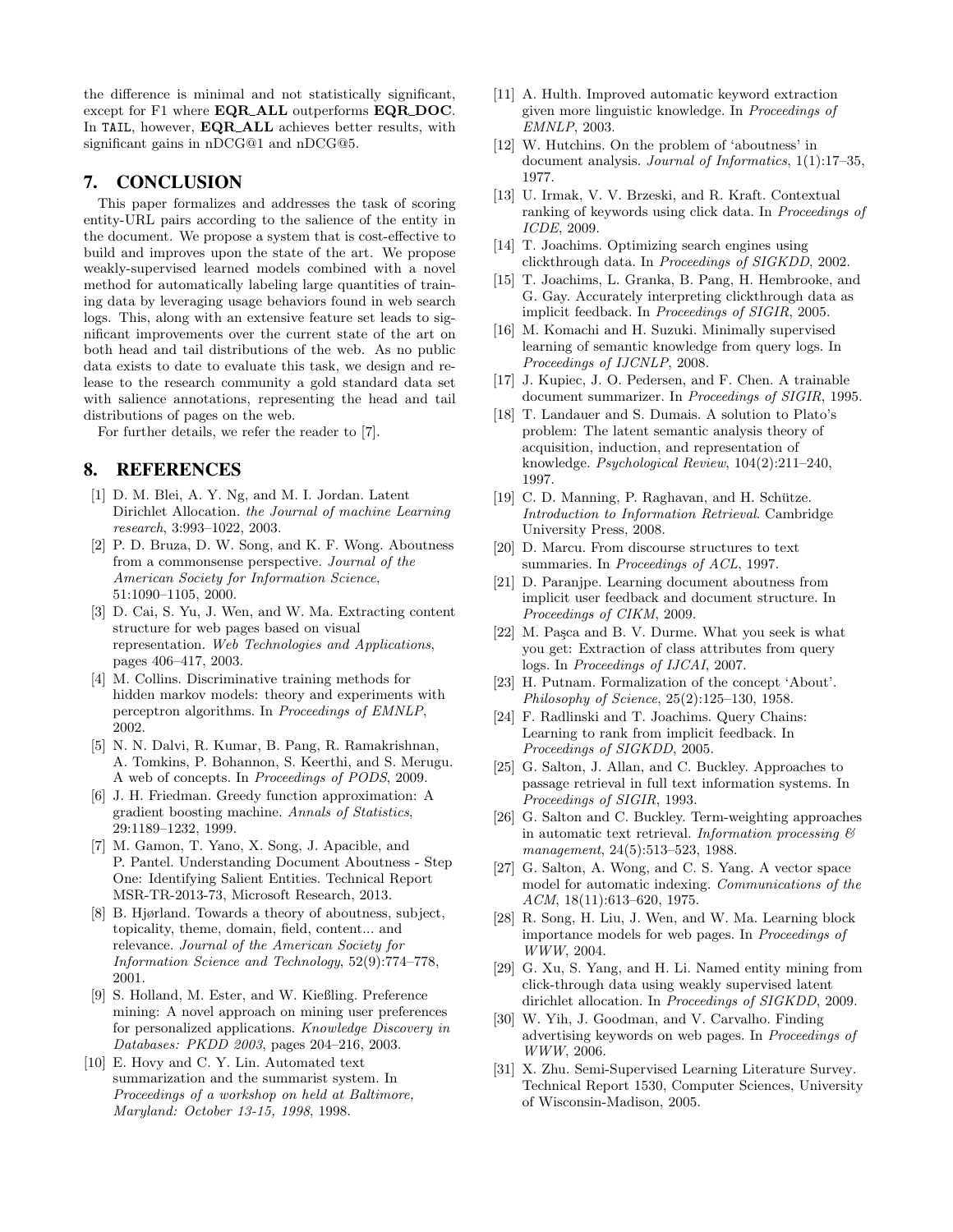the difference is minimal and not statistically significant, except for F1 where **EQR_ALL** outperforms **EQR_DOC**. In TAIL, however, **EQR_ALL** achieves better results, with significant gains in nDCG@1 and nDCG@5.

## 7. CONCLUSION

This paper formalizes and addresses the task of scoring entity-URL pairs according to the salience of the entity in the document. We propose a system that is cost-effective to build and improves upon the state of the art. We propose weakly-supervised learned models combined with a novel method for automatically labeling large quantities of training data by leveraging usage behaviors found in web search logs. This, along with an extensive feature set leads to significant improvements over the current state of the art on both head and tail distributions of the web. As no public data exists to date to evaluate this task, we design and release to the research community a gold standard data set with salience annotations, representing the head and tail distributions of pages on the web.

For further details, we refer the reader to [7].

## 8. REFERENCES

[1] D. M. Blei, A. Y. Ng, and M. I. Jordan. Latent Dirichlet Allocation. *the Journal of machine Learning research*, 3:993–1022, 2003.

[2] P. D. Bruza, D. W. Song, and K. F. Wong. Aboutness from a commonsense perspective. *Journal of the American Society for Information Science*, 51:1090–1105, 2000.

[3] D. Cai, S. Yu, J. Wen, and W. Ma. Extracting content structure for web pages based on visual representation. *Web Technologies and Applications*, pages 406–417, 2003.

[4] M. Collins. Discriminative training methods for hidden markov models: theory and experiments with perceptron algorithms. In *Proceedings of EMNLP*, 2002.

[5] N. N. Dalvi, R. Kumar, B. Pang, R. Ramakrishnan, A. Tomkins, P. Bohannon, S. Keerthi, and S. Merugu. A web of concepts. In *Proceedings of PODS*, 2009.

[6] J. H. Friedman. Greedy function approximation: A gradient boosting machine. *Annals of Statistics*, 29:1189–1232, 1999.

[7] M. Gamon, T. Yano, X. Song, J. Apacible, and P. Pantel. Understanding Document Aboutness - Step One: Identifying Salient Entities. Technical Report MSR-TR-2013-73, Microsoft Research, 2013.

[8] B. Hjørland. Towards a theory of aboutness, subject, topicality, theme, domain, field, content... and relevance. *Journal of the American Society for Information Science and Technology*, 52(9):774–778, 2001.

[9] S. Holland, M. Ester, and W. Kießling. Preference mining: A novel approach on mining user preferences for personalized applications. *Knowledge Discovery in Databases: PKDD 2003*, pages 204–216, 2003.

[10] E. Hovy and C. Y. Lin. Automated text summarization and the summarist system. In *Proceedings of a workshop on held at Baltimore, Maryland: October 13-15, 1998*, 1998.

[11] A. Hulth. Improved automatic keyword extraction given more linguistic knowledge. In *Proceedings of EMNLP*, 2003.

[12] W. Hutchins. On the problem of 'aboutness' in document analysis. *Journal of Informatics*, 1(1):17–35, 1977.

[13] U. Irmak, V. V. Brzeski, and R. Kraft. Contextual ranking of keywords using click data. In *Proceedings of ICDE*, 2009.

[14] T. Joachims. Optimizing search engines using clickthrough data. In *Proceedings of SIGKDD*, 2002.

[15] T. Joachims, L. Granka, B. Pang, H. Hembrooke, and G. Gay. Accurately interpreting clickthrough data as implicit feedback. In *Proceedings of SIGIR*, 2005.

[16] M. Komachi and H. Suzuki. Minimally supervised learning of semantic knowledge from query logs. In *Proceedings of IJCNLP*, 2008.

[17] J. Kupiec, J. O. Pedersen, and F. Chen. A trainable document summarizer. In *Proceedings of SIGIR*, 1995.

[18] T. Landauer and S. Dumais. A solution to Plato's problem: The latent semantic analysis theory of acquisition, induction, and representation of knowledge. *Psychological Review*, 104(2):211–240, 1997.

[19] C. D. Manning, P. Raghavan, and H. Schütze. *Introduction to Information Retrieval*. Cambridge University Press, 2008.

[20] D. Marcu. From discourse structures to text summaries. In *Proceedings of ACL*, 1997.

[21] D. Paranjpe. Learning document aboutness from implicit user feedback and document structure. In *Proceedings of CIKM*, 2009.

[22] M. Paşca and B. V. Durme. What you seek is what you get: Extraction of class attributes from query logs. In *Proceedings of IJCAI*, 2007.

[23] H. Putnam. Formalization of the concept 'About'. *Philosophy of Science*, 25(2):125–130, 1958.

[24] F. Radlinski and T. Joachims. Query Chains: Learning to rank from implicit feedback. In *Proceedings of SIGKDD*, 2005.

[25] G. Salton, J. Allan, and C. Buckley. Approaches to passage retrieval in full text information systems. In *Proceedings of SIGIR*, 1993.

[26] G. Salton and C. Buckley. Term-weighting approaches in automatic text retrieval. *Information processing & management*, 24(5):513–523, 1988.

[27] G. Salton, A. Wong, and C. S. Yang. A vector space model for automatic indexing. *Communications of the ACM*, 18(11):613–620, 1975.

[28] R. Song, H. Liu, J. Wen, and W. Ma. Learning block importance models for web pages. In *Proceedings of WWW*, 2004.

[29] G. Xu, S. Yang, and H. Li. Named entity mining from click-through data using weakly supervised latent dirichlet allocation. In *Proceedings of SIGKDD*, 2009.

[30] W. Yih, J. Goodman, and V. Carvalho. Finding advertising keywords on web pages. In *Proceedings of WWW*, 2006.

[31] X. Zhu. Semi-Supervised Learning Literature Survey. Technical Report 1530, Computer Sciences, University of Wisconsin-Madison, 2005.